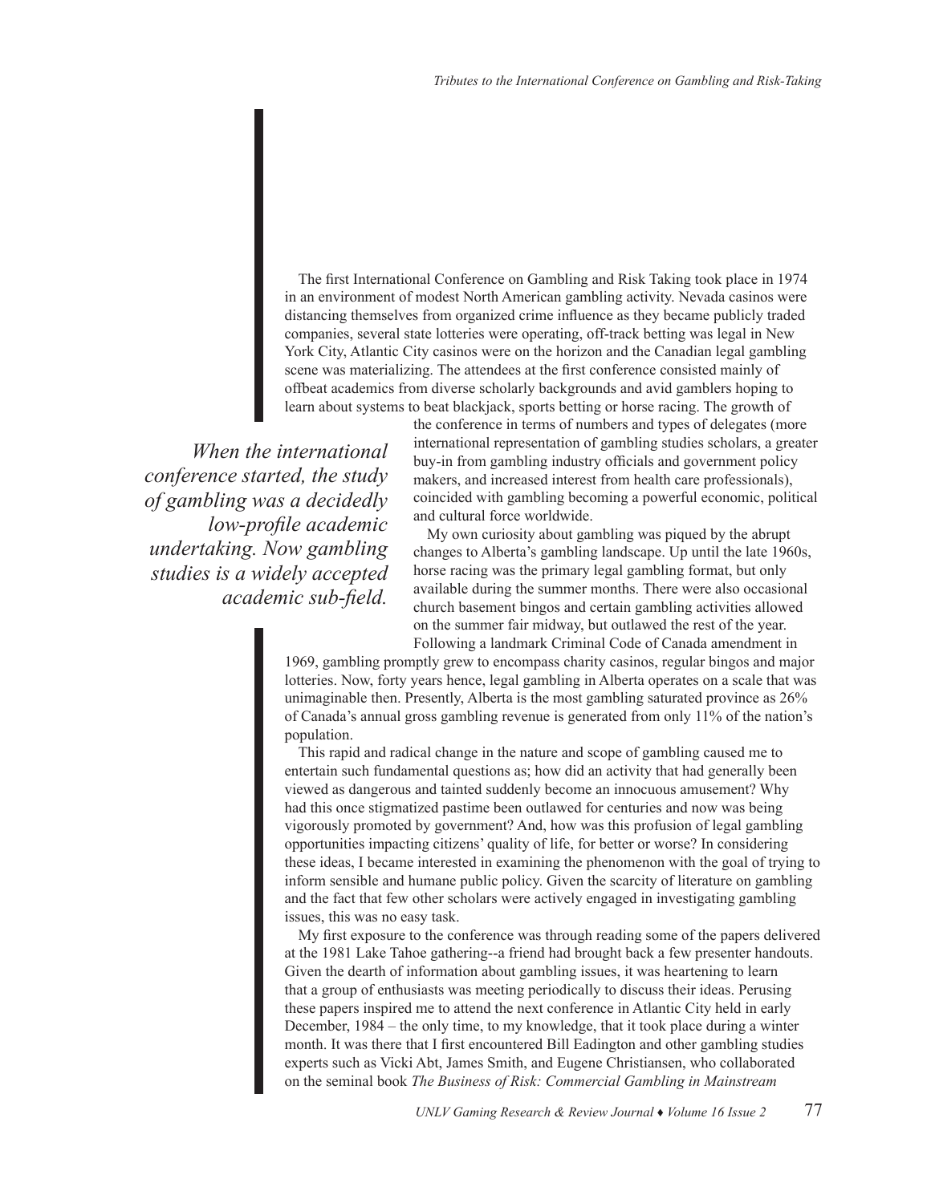The first International Conference on Gambling and Risk Taking took place in 1974 in an environment of modest North American gambling activity. Nevada casinos were distancing themselves from organized crime influence as they became publicly traded companies, several state lotteries were operating, off-track betting was legal in New York City, Atlantic City casinos were on the horizon and the Canadian legal gambling scene was materializing. The attendees at the first conference consisted mainly of offbeat academics from diverse scholarly backgrounds and avid gamblers hoping to learn about systems to beat blackjack, sports betting or horse racing. The growth of the conference in terms of numbers and types of delegates (more international representation of gambling studies scholars, a greater buy-in from gambling industry officials and government policy makers, and increased interest from health care professionals), coincided with gambling becoming a powerful economic, political and cultural force worldwide.

*When the international conference started, the study of gambling was a decidedly low-profile academic undertaking. Now gambling studies is a widely accepted academic sub-field.*

My own curiosity about gambling was piqued by the abrupt changes to Alberta's gambling landscape. Up until the late 1960s, horse racing was the primary legal gambling format, but only available during the summer months. There were also occasional church basement bingos and certain gambling activities allowed on the summer fair midway, but outlawed the rest of the year. Following a landmark Criminal Code of Canada amendment in 1969, gambling promptly grew to encompass charity casinos, regular bingos and major lotteries. Now, forty years hence, legal gambling in Alberta operates on a scale that was unimaginable then. Presently, Alberta is the most gambling saturated province as 26% of Canada's annual gross gambling revenue is generated from only 11% of the nation's population.

This rapid and radical change in the nature and scope of gambling caused me to entertain such fundamental questions as; how did an activity that had generally been viewed as dangerous and tainted suddenly become an innocuous amusement? Why had this once stigmatized pastime been outlawed for centuries and now was being vigorously promoted by government? And, how was this profusion of legal gambling opportunities impacting citizens' quality of life, for better or worse? In considering these ideas, I became interested in examining the phenomenon with the goal of trying to inform sensible and humane public policy. Given the scarcity of literature on gambling and the fact that few other scholars were actively engaged in investigating gambling issues, this was no easy task.

My first exposure to the conference was through reading some of the papers delivered at the 1981 Lake Tahoe gathering--a friend had brought back a few presenter handouts. Given the dearth of information about gambling issues, it was heartening to learn that a group of enthusiasts was meeting periodically to discuss their ideas. Perusing these papers inspired me to attend the next conference in Atlantic City held in early December, 1984 – the only time, to my knowledge, that it took place during a winter month. It was there that I first encountered Bill Eadington and other gambling studies experts such as Vicki Abt, James Smith, and Eugene Christiansen, who collaborated on the seminal book *The Business of Risk: Commercial Gambling in Mainstream*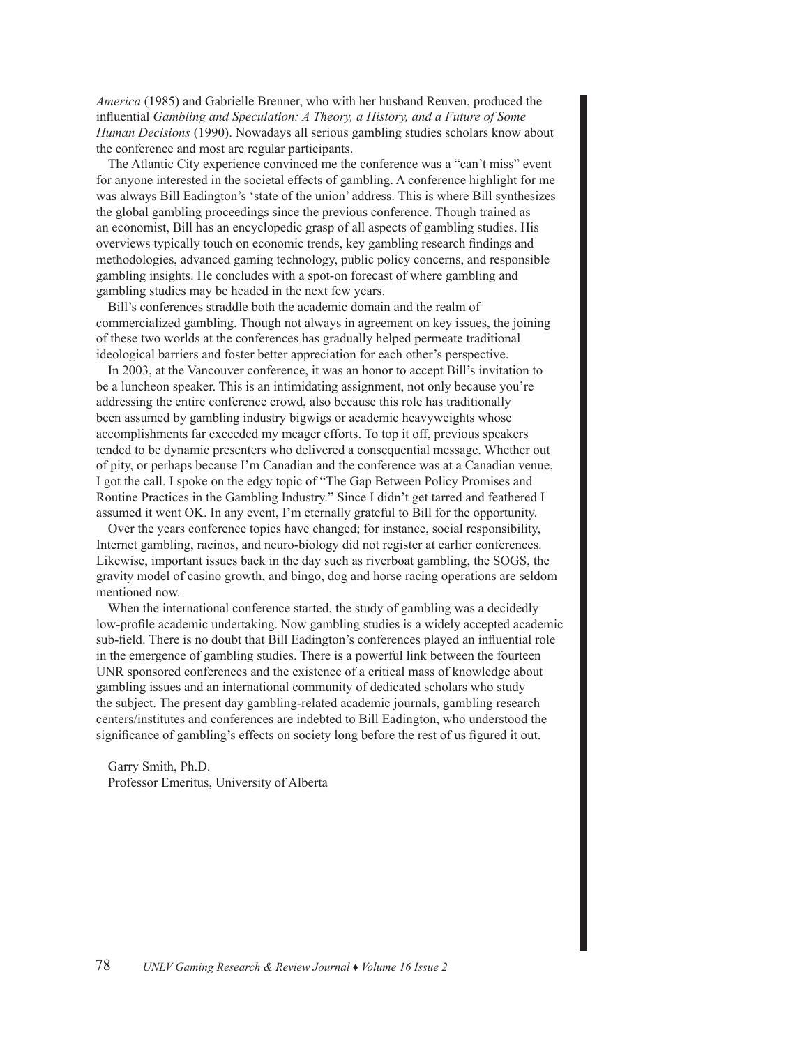*America* (1985) and Gabrielle Brenner, who with her husband Reuven, produced the influential *Gambling and Speculation: A Theory, a History, and a Future of Some Human Decisions* (1990). Nowadays all serious gambling studies scholars know about the conference and most are regular participants.

The Atlantic City experience convinced me the conference was a "can't miss" event for anyone interested in the societal effects of gambling. A conference highlight for me was always Bill Eadington's 'state of the union' address. This is where Bill synthesizes the global gambling proceedings since the previous conference. Though trained as an economist, Bill has an encyclopedic grasp of all aspects of gambling studies. His overviews typically touch on economic trends, key gambling research findings and methodologies, advanced gaming technology, public policy concerns, and responsible gambling insights. He concludes with a spot-on forecast of where gambling and gambling studies may be headed in the next few years.

Bill's conferences straddle both the academic domain and the realm of commercialized gambling. Though not always in agreement on key issues, the joining of these two worlds at the conferences has gradually helped permeate traditional ideological barriers and foster better appreciation for each other's perspective.

In 2003, at the Vancouver conference, it was an honor to accept Bill's invitation to be a luncheon speaker. This is an intimidating assignment, not only because you're addressing the entire conference crowd, also because this role has traditionally been assumed by gambling industry bigwigs or academic heavyweights whose accomplishments far exceeded my meager efforts. To top it off, previous speakers tended to be dynamic presenters who delivered a consequential message. Whether out of pity, or perhaps because I'm Canadian and the conference was at a Canadian venue, I got the call. I spoke on the edgy topic of "The Gap Between Policy Promises and Routine Practices in the Gambling Industry." Since I didn't get tarred and feathered I assumed it went OK. In any event, I'm eternally grateful to Bill for the opportunity.

Over the years conference topics have changed; for instance, social responsibility, Internet gambling, racinos, and neuro-biology did not register at earlier conferences. Likewise, important issues back in the day such as riverboat gambling, the SOGS, the gravity model of casino growth, and bingo, dog and horse racing operations are seldom mentioned now.

When the international conference started, the study of gambling was a decidedly low-profile academic undertaking. Now gambling studies is a widely accepted academic sub-field. There is no doubt that Bill Eadington's conferences played an influential role in the emergence of gambling studies. There is a powerful link between the fourteen UNR sponsored conferences and the existence of a critical mass of knowledge about gambling issues and an international community of dedicated scholars who study the subject. The present day gambling-related academic journals, gambling research centers/institutes and conferences are indebted to Bill Eadington, who understood the significance of gambling's effects on society long before the rest of us figured it out.

Garry Smith, Ph.D.
Professor Emeritus, University of Alberta